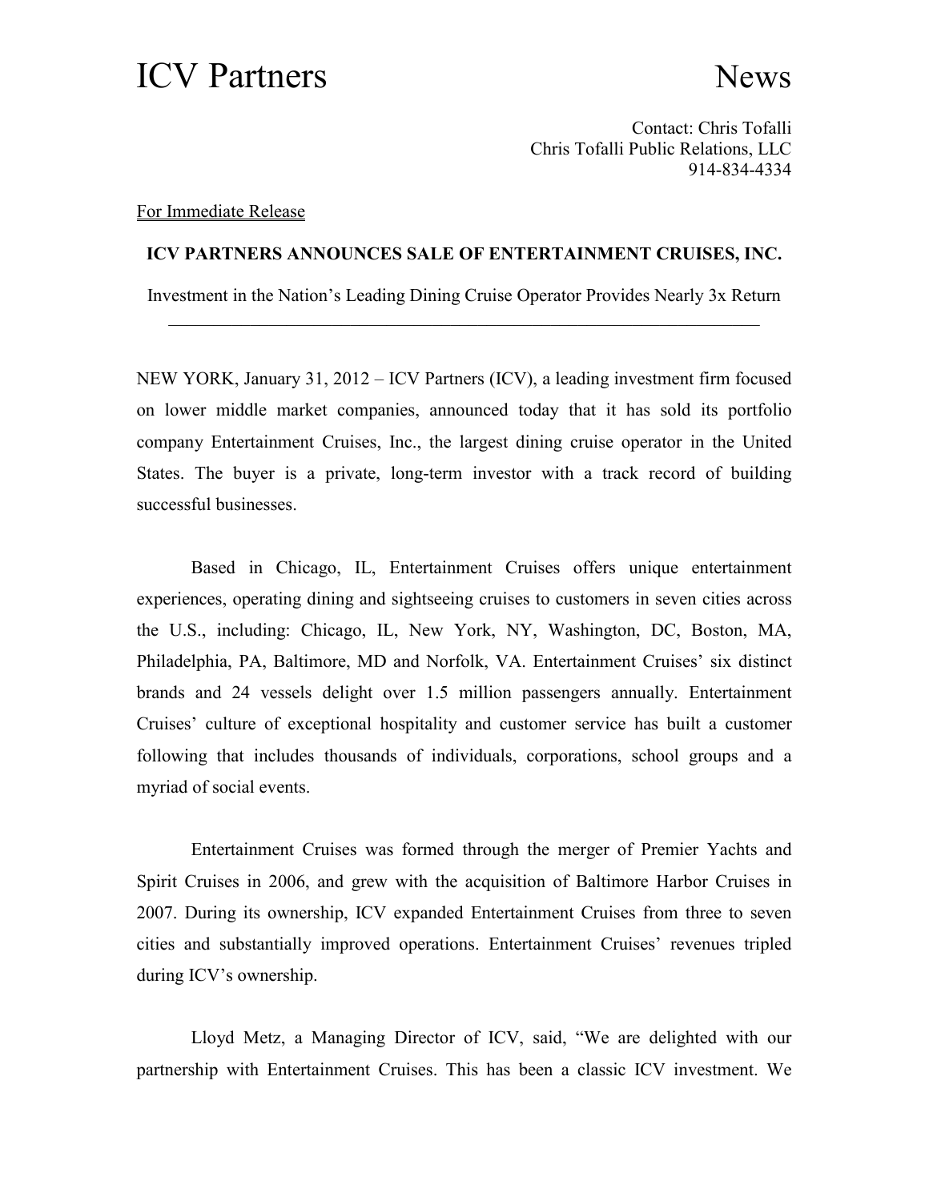# ICV Partners News

Contact: Chris Tofalli
Chris Tofalli Public Relations, LLC
914-834-4334

For Immediate Release

**ICV PARTNERS ANNOUNCES SALE OF ENTERTAINMENT CRUISES, INC.**

Investment in the Nation's Leading Dining Cruise Operator Provides Nearly 3x Return

---

NEW YORK, January 31, 2012 – ICV Partners (ICV), a leading investment firm focused on lower middle market companies, announced today that it has sold its portfolio company Entertainment Cruises, Inc., the largest dining cruise operator in the United States. The buyer is a private, long-term investor with a track record of building successful businesses.

Based in Chicago, IL, Entertainment Cruises offers unique entertainment experiences, operating dining and sightseeing cruises to customers in seven cities across the U.S., including: Chicago, IL, New York, NY, Washington, DC, Boston, MA, Philadelphia, PA, Baltimore, MD and Norfolk, VA. Entertainment Cruises' six distinct brands and 24 vessels delight over 1.5 million passengers annually. Entertainment Cruises' culture of exceptional hospitality and customer service has built a customer following that includes thousands of individuals, corporations, school groups and a myriad of social events.

Entertainment Cruises was formed through the merger of Premier Yachts and Spirit Cruises in 2006, and grew with the acquisition of Baltimore Harbor Cruises in 2007. During its ownership, ICV expanded Entertainment Cruises from three to seven cities and substantially improved operations. Entertainment Cruises' revenues tripled during ICV's ownership.

Lloyd Metz, a Managing Director of ICV, said, "We are delighted with our partnership with Entertainment Cruises. This has been a classic ICV investment. We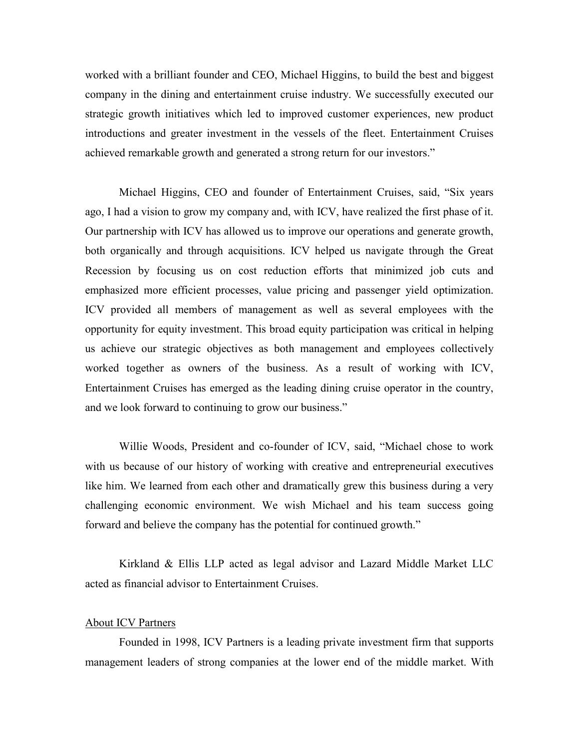worked with a brilliant founder and CEO, Michael Higgins, to build the best and biggest company in the dining and entertainment cruise industry. We successfully executed our strategic growth initiatives which led to improved customer experiences, new product introductions and greater investment in the vessels of the fleet. Entertainment Cruises achieved remarkable growth and generated a strong return for our investors."

Michael Higgins, CEO and founder of Entertainment Cruises, said, "Six years ago, I had a vision to grow my company and, with ICV, have realized the first phase of it. Our partnership with ICV has allowed us to improve our operations and generate growth, both organically and through acquisitions. ICV helped us navigate through the Great Recession by focusing us on cost reduction efforts that minimized job cuts and emphasized more efficient processes, value pricing and passenger yield optimization. ICV provided all members of management as well as several employees with the opportunity for equity investment. This broad equity participation was critical in helping us achieve our strategic objectives as both management and employees collectively worked together as owners of the business. As a result of working with ICV, Entertainment Cruises has emerged as the leading dining cruise operator in the country, and we look forward to continuing to grow our business."

Willie Woods, President and co-founder of ICV, said, "Michael chose to work with us because of our history of working with creative and entrepreneurial executives like him. We learned from each other and dramatically grew this business during a very challenging economic environment. We wish Michael and his team success going forward and believe the company has the potential for continued growth."

Kirkland & Ellis LLP acted as legal advisor and Lazard Middle Market LLC acted as financial advisor to Entertainment Cruises.

<u>About ICV Partners</u>

Founded in 1998, ICV Partners is a leading private investment firm that supports management leaders of strong companies at the lower end of the middle market. With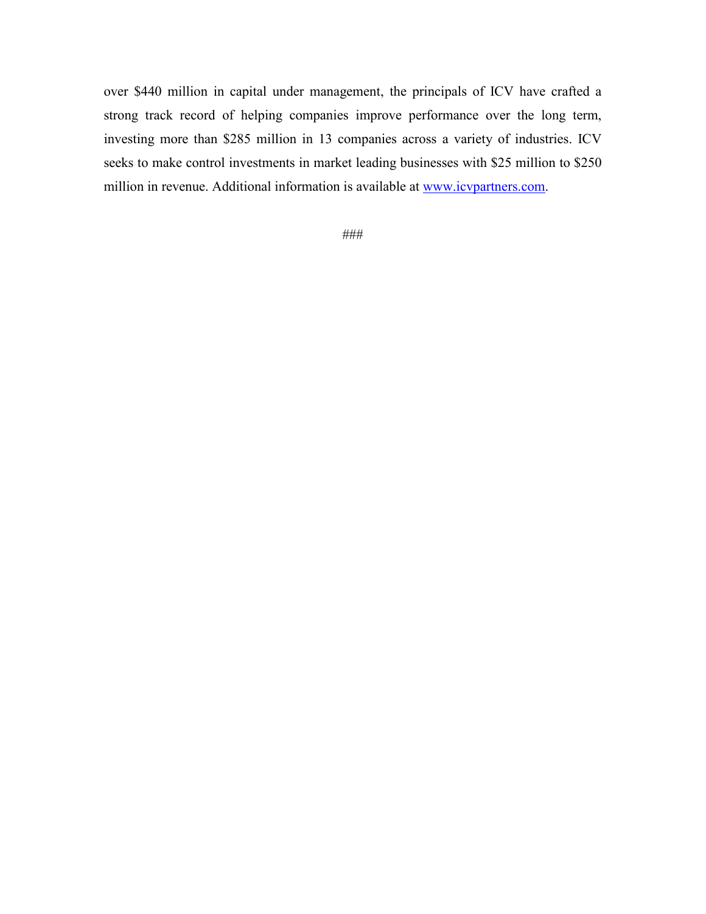over $440 million in capital under management, the principals of ICV have crafted a strong track record of helping companies improve performance over the long term, investing more than $285 million in 13 companies across a variety of industries. ICV seeks to make control investments in market leading businesses with $25 million to $250 million in revenue. Additional information is available at [www.icvpartners.com](http://www.icvpartners.com).

###